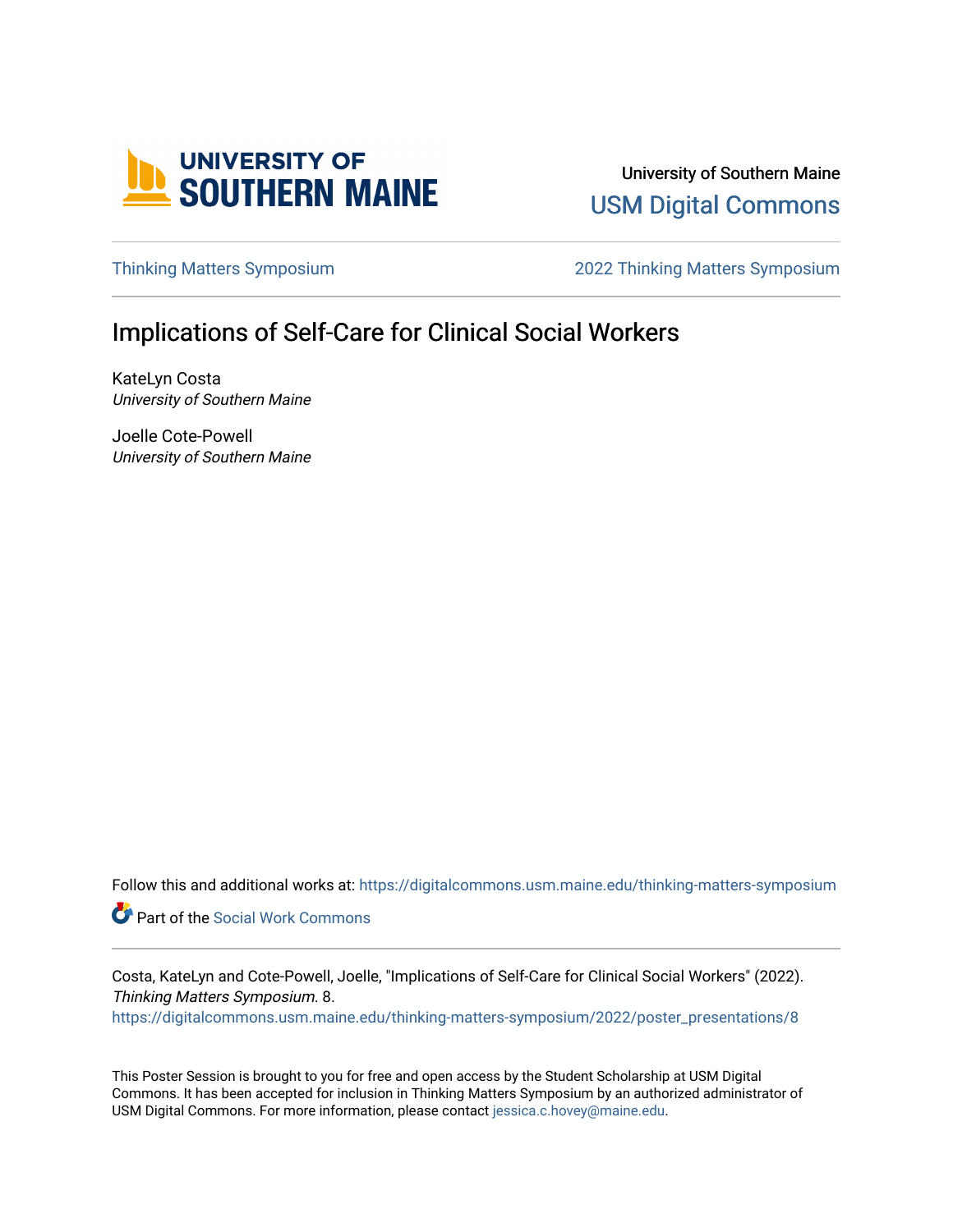University of Southern Maine

USM Digital Commons

Thinking Matters Symposium | 2022 Thinking Matters Symposium

# Implications of Self-Care for Clinical Social Workers

KateLyn Costa
*University of Southern Maine*

Joelle Cote-Powell
*University of Southern Maine*

Follow this and additional works at: https://digitalcommons.usm.maine.edu/thinking-matters-symposium

Part of the Social Work Commons

Costa, KateLyn and Cote-Powell, Joelle, "Implications of Self-Care for Clinical Social Workers" (2022). *Thinking Matters Symposium*. 8.
https://digitalcommons.usm.maine.edu/thinking-matters-symposium/2022/poster_presentations/8

This Poster Session is brought to you for free and open access by the Student Scholarship at USM Digital Commons. It has been accepted for inclusion in Thinking Matters Symposium by an authorized administrator of USM Digital Commons. For more information, please contact jessica.c.hovey@maine.edu.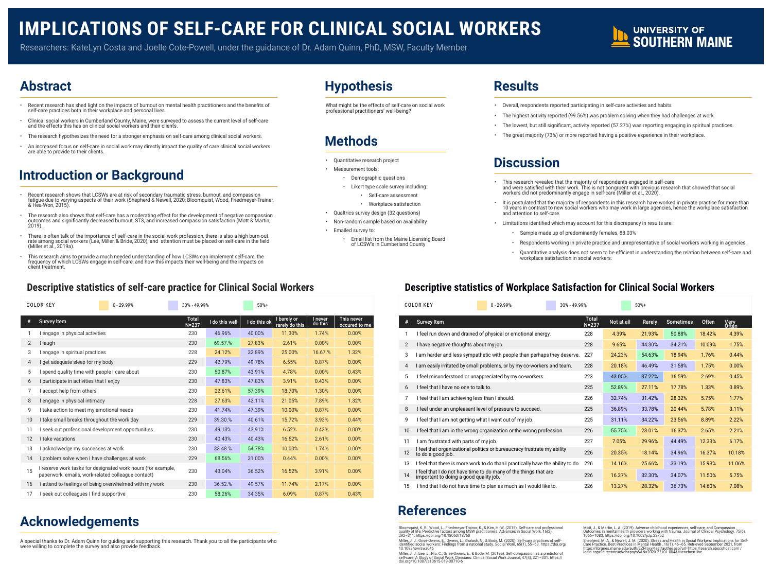# IMPLICATIONS OF SELF-CARE FOR CLINICAL SOCIAL WORKERS

Researchers: KateLyn Costa and Joelle Cote-Powell, under the guidance of Dr. Adam Quinn, PhD, MSW, Faculty Member

UNIVERSITY OF SOUTHERN MAINE

## Abstract

- Recent research has shed light on the impacts of burnout on mental health practitioners and the benefits of self-care practices both in their workplace and personal lives.
- Clinical social workers in Cumberland County, Maine, were surveyed to assess the current level of self-care and the effects this has on clinical social workers and their clients.
- The research hypothesizes the need for a stronger emphasis on self-care among clinical social workers.
- An increased focus on self-care in social work may directly impact the quality of care clinical social workers are able to provide to their clients.

## Introduction or Background

- Recent research shows that LCSWs are at risk of secondary traumatic stress, burnout, and compassion fatigue due to varying aspects of their work (Shepherd & Newell, 2020; Bloomquist, Wood, Friedmeyer-Trainer, & Hea-Won, 2015).
- The research also shows that self-care has a moderating effect for the development of negative compassion outcomes and significantly decreased burnout, STS, and increased compassion satisfaction (Mott & Martin, 2019).
- There is often talk of the importance of self-care in the social work profession, there is also a high burn-out rate among social workers (Lee, Miller, & Bride, 2020), and attention must be placed on self-care in the field (Miller et al., 2019a).
- This research aims to provide a much needed understanding of how LCSWs can implement self-care, the frequency of which LCSWs engage in self-care, and how this impacts their well-being and the impacts on client treatment.

## Hypothesis

What might be the effects of self-care on social work professional practitioners' well-being?

## Methods

- Quantitative research project
- Measurement tools:
  - Demographic questions
  - Likert type scale survey including:
    - Self-care assessment
    - Workplace satisfaction
- Qualtrics survey design (32 questions)
- Non-random sample based on availability
- Emailed survey to:
  - Email list from the Maine Licensing Board of LCSW's in Cumberland County

## Results

- Overall, respondents reported participating in self-care activities and habits
- The highest activity reported (99.56%) was problem solving when they had challenges at work.
- The lowest, but still significant, activity reported (57.27%) was reporting engaging in spiritual practices.
- The great majority (73%) or more reported having a positive experience in their workplace.

## Discussion

- This research revealed that the majority of respondents engaged in self-care and were satisfied with their work. This is not congruent with previous research that showed that social workers did not predominantly engage in self-care (Miller et al., 2020).
- It is postulated that the majority of respondents in this research have worked in private practice for more than 10 years in contrast to new social workers who may work in large agencies, hence the workplace satisfaction and attention to self-care.
- Limitations identified which may account for this discrepancy in results are:
  - Sample made up of predominantly females, 88.03%
  - Respondents working in private practice and unrepresentative of social workers working in agencies.
  - Quantitative analysis does not seem to be efficient in understanding the relation between self-care and workplace satisfaction in social workers.

## Descriptive statistics of self-care practice for Clinical Social Workers

COLOR KEY: 0 - 29.99% | 30% - 49.99% | 50%+

| # | Survey Item | Total N=237 | I do this well | I do this ok | I barely or rarely do this | I never do this | This never occured to me |
|---|---|---|---|---|---|---|---|
| 1 | I engage in physical activities | 230 | 46.96% | 40.00% | 11.30% | 1.74% | 0.00% |
| 2 | I laugh | 230 | 69.57.% | 27.83% | 2.61% | 0.00% | 0.00% |
| 3 | I engage in spiritual practices | 228 | 24.12% | 32.89% | 25.00% | 16.67.% | 1.32% |
| 4 | I get adequate sleep for my body | 229 | 42.79% | 49.78% | 6.55% | 0.87% | 0.00% |
| 5 | I spend quality time with people I care about | 230 | 50.87% | 43.91% | 4.78% | 0.00% | 0.43% |
| 6 | I participate in activities that I enjoy | 230 | 47.83% | 47.83% | 3.91% | 0.43% | 0.00% |
| 7 | I accept help from others | 230 | 22.61% | 57.39% | 18.70% | 1.30% | 0.00% |
| 8 | I engage in physical intimacy | 228 | 27.63% | 42.11% | 21.05% | 7.89% | 1.32% |
| 9 | I take action to meet my emotional needs | 230 | 41.74% | 47.39% | 10.00% | 0.87% | 0.00% |
| 10 | I take small breaks throughout the work day | 229 | 39.30.% | 40.61% | 15.72% | 3.93% | 0.44% |
| 11 | I seek out professional development opportunities | 230 | 49.13% | 43.91% | 6.52% | 0.43% | 0.00% |
| 12 | I take vacations | 230 | 40.43% | 40.43% | 16.52% | 2.61% | 0.00% |
| 13 | I acknowledge my successes at work | 230 | 33.48.% | 54.78% | 10.00% | 1.74% | 0.00% |
| 14 | I problem solve when I have challenges at work | 229 | 68.56% | 31.00% | 0.44% | 0.00% | 0.00% |
| 15 | I reserve work tasks for designated work hours (for example, paperwork, emails, work-related colleague contact) | 230 | 43.04% | 36.52% | 16.52% | 3.91% | 0.00% |
| 16 | I attend to feelings of being overwhelmed with my work | 230 | 36.52.% | 49.57% | 11.74% | 2.17% | 0.00% |
| 17 | I seek out colleagues I find supportive | 230 | 58.26% | 34.35% | 6.09% | 0.87% | 0.43% |

## Descriptive statistics of Workplace Satisfaction for Clinical Social Workers

COLOR KEY: 0 - 29.99% | 30% - 49.99% | 50%+

| # | Survey Item | Total N=237 | Not at all | Rarely | Sometimes | Often | Very Often |
|---|---|---|---|---|---|---|---|
| 1 | I feel run down and drained of physical or emotional energy. | 228 | 4.39% | 21.93% | 50.88% | 18.42% | 4.39% |
| 2 | I have negative thoughts about my job. | 228 | 9.65% | 44.30% | 34.21% | 10.09% | 1.75% |
| 3 | I am harder and less sympathetic with people than perhaps they deserve. | 227 | 24.23% | 54.63% | 18.94% | 1.76% | 0.44% |
| 4 | I am easily irritated by small problems, or by my co-workers and team. | 228 | 20.18% | 46.49% | 31.58% | 1.75% | 0.00% |
| 5 | I feel misunderstood or unappreciated by my co-workers. | 223 | 43.05% | 37.22% | 16.59% | 2.69% | 0.45% |
| 6 | I feel that I have no one to talk to. | 225 | 52.89% | 27.11% | 17.78% | 1.33% | 0.89% |
| 7 | I feel that I am achieving less than I should. | 226 | 32.74% | 31.42% | 28.32% | 5.75% | 1.77% |
| 8 | I feel under an unpleasant level of pressure to succeed. | 225 | 36.89% | 33.78% | 20.44% | 5.78% | 3.11% |
| 9 | I feel that I am not getting what I want out of my job. | 225 | 31.11% | 34.22% | 23.56% | 8.89% | 2.22% |
| 10 | I feel that I am in the wrong organization or the wrong profession. | 226 | 55.75% | 23.01% | 16.37% | 2.65% | 2.21% |
| 11 | I am frustrated with parts of my job. | 227 | 7.05% | 29.96% | 44.49% | 12.33% | 6.17% |
| 12 | I feel that organizational politics or bureaucracy frustrate my ability to do a good job. | 226 | 20.35% | 18.14% | 34.96% | 16.37% | 10.18% |
| 13 | I feel that there is more work to do than I practically have the ability to do. | 226 | 14.16% | 25.66% | 33.19% | 15.93% | 11.06% |
| 14 | I feel that I do not have time to do many of the things that are important to doing a good quality job. | 226 | 16.37% | 32.30% | 34.07% | 11.50% | 5.75% |
| 15 | I find that I do not have time to plan as much as I would like to. | 226 | 13.27% | 28.32% | 36.73% | 14.60% | 7.08% |

## Acknowledgements

A special thanks to Dr. Adam Quinn for guiding and supporting this research. Thank you to all the participants who were willing to complete the survey and also provide feedback.

## References

Bloomquist, K. R., Wood, L., Friedmeyer-Trainor, K., & Kim, H.-W. (2015). Self-care and professional quality of life: Predictive factors among MSW practitioners. Advances in Social Work, 16(2), 292–311. https://doi.org/10.18060/18760

Miller, J. J., Grise-Owens, E., Owens, L., Shalash, N., & Bode, M. (2020). Self-care practices of self-identified social workers: Findings from a national study. Social Work, 65(1), 55–63. https://doi.org/10.1093/sw/swz046

Miller, J. J., Lee, J., Niu, C., Grise-Owens, E., & Bode, M. (2019a). Self-compassion as a predictor of self-care: A Study of Social Work Clinicians. Clinical Social Work Journal, 47(4), 321–331. https://doi.org/10.1007/s10615-019-00710-6

Mott, J., & Martin, L. A. (2019). Adverse childhood experiences, self-care, and Compassion Outcomes in mental health providers working with trauma. Journal of Clinical Psychology, 75(6), 1066–1083. https://doi.org/10.1002/jclp.22752

Shepherd, M. A., & Newell, J. M. (2020). Stress and Health in Social Workers: Implications for Self-Care Practice. Best Practices in Mental Health, 16(1), 46–65. Retrieved September 2021, from https://libraries.maine.edu/auth/EZProxy/test/authej.asp?url=https://search.ebscohost.com/login.aspx?direct=true&db=psyh&AN=2020-72101-004&site=ehost-live.